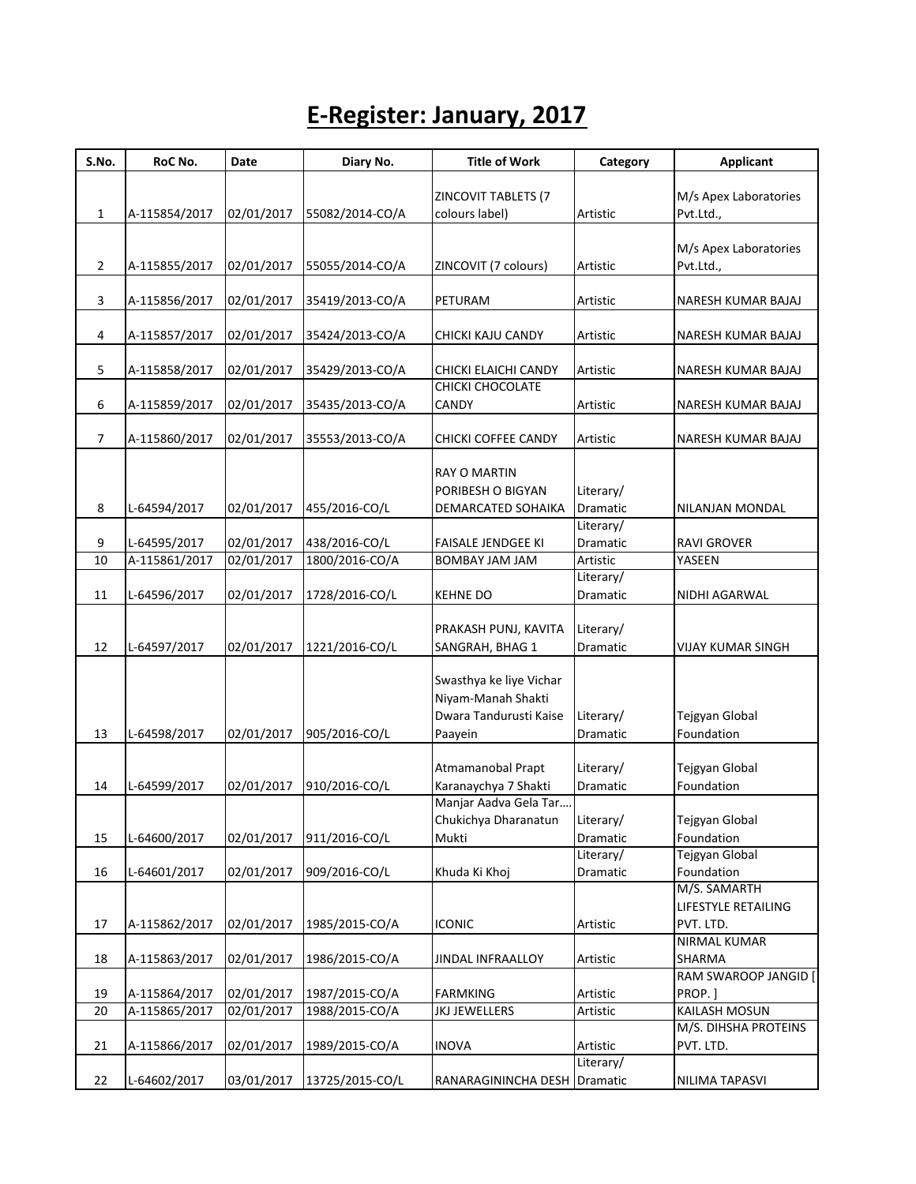# E-Register: January, 2017

| S.No. | RoC No. | Date | Diary No. | Title of Work | Category | Applicant |
|---|---|---|---|---|---|---|
| 1 | A-115854/2017 | 02/01/2017 | 55082/2014-CO/A | ZINCOVIT TABLETS (7 colours label) | Artistic | M/s Apex Laboratories Pvt.Ltd., |
| 2 | A-115855/2017 | 02/01/2017 | 55055/2014-CO/A | ZINCOVIT (7 colours) | Artistic | M/s Apex Laboratories Pvt.Ltd., |
| 3 | A-115856/2017 | 02/01/2017 | 35419/2013-CO/A | PETURAM | Artistic | NARESH KUMAR BAJAJ |
| 4 | A-115857/2017 | 02/01/2017 | 35424/2013-CO/A | CHICKI KAJU CANDY | Artistic | NARESH KUMAR BAJAJ |
| 5 | A-115858/2017 | 02/01/2017 | 35429/2013-CO/A | CHICKI ELAICHI CANDY | Artistic | NARESH KUMAR BAJAJ |
| 6 | A-115859/2017 | 02/01/2017 | 35435/2013-CO/A | CHICKI CHOCOLATE CANDY | Artistic | NARESH KUMAR BAJAJ |
| 7 | A-115860/2017 | 02/01/2017 | 35553/2013-CO/A | CHICKI COFFEE CANDY | Artistic | NARESH KUMAR BAJAJ |
| 8 | L-64594/2017 | 02/01/2017 | 455/2016-CO/L | RAY O MARTIN PORIBESH O BIGYAN DEMARCATED SOHAIKA | Literary/ Dramatic | NILANJAN MONDAL |
| 9 | L-64595/2017 | 02/01/2017 | 438/2016-CO/L | FAISALE JENDGEE KI | Literary/ Dramatic | RAVI GROVER |
| 10 | A-115861/2017 | 02/01/2017 | 1800/2016-CO/A | BOMBAY JAM JAM | Artistic | YASEEN |
| 11 | L-64596/2017 | 02/01/2017 | 1728/2016-CO/L | KEHNE DO | Literary/ Dramatic | NIDHI AGARWAL |
| 12 | L-64597/2017 | 02/01/2017 | 1221/2016-CO/L | PRAKASH PUNJ, KAVITA SANGRAH, BHAG 1 | Literary/ Dramatic | VIJAY KUMAR SINGH |
| 13 | L-64598/2017 | 02/01/2017 | 905/2016-CO/L | Swasthya ke liye Vichar Niyam-Manah Shakti Dwara Tandurusti Kaise Paayein | Literary/ Dramatic | Tejgyan Global Foundation |
| 14 | L-64599/2017 | 02/01/2017 | 910/2016-CO/L | Atmamanobal Prapt Karanaychya 7 Shakti | Literary/ Dramatic | Tejgyan Global Foundation |
| 15 | L-64600/2017 | 02/01/2017 | 911/2016-CO/L | Manjar Aadva Gela Tar…. Chukichya Dharanatun Mukti | Literary/ Dramatic | Tejgyan Global Foundation |
| 16 | L-64601/2017 | 02/01/2017 | 909/2016-CO/L | Khuda Ki Khoj | Literary/ Dramatic | Tejgyan Global Foundation |
| 17 | A-115862/2017 | 02/01/2017 | 1985/2015-CO/A | ICONIC | Artistic | M/S. SAMARTH LIFESTYLE RETAILING PVT. LTD. |
| 18 | A-115863/2017 | 02/01/2017 | 1986/2015-CO/A | JINDAL INFRAALLOY | Artistic | NIRMAL KUMAR SHARMA |
| 19 | A-115864/2017 | 02/01/2017 | 1987/2015-CO/A | FARMKING | Artistic | RAM SWAROOP JANGID [ PROP. ] |
| 20 | A-115865/2017 | 02/01/2017 | 1988/2015-CO/A | JKJ JEWELLERS | Artistic | KAILASH MOSUN |
| 21 | A-115866/2017 | 02/01/2017 | 1989/2015-CO/A | INOVA | Artistic | M/S. DIHSHA PROTEINS PVT. LTD. |
| 22 | L-64602/2017 | 03/01/2017 | 13725/2015-CO/L | RANARAGININCHA DESH | Literary/ Dramatic | NILIMA TAPASVI |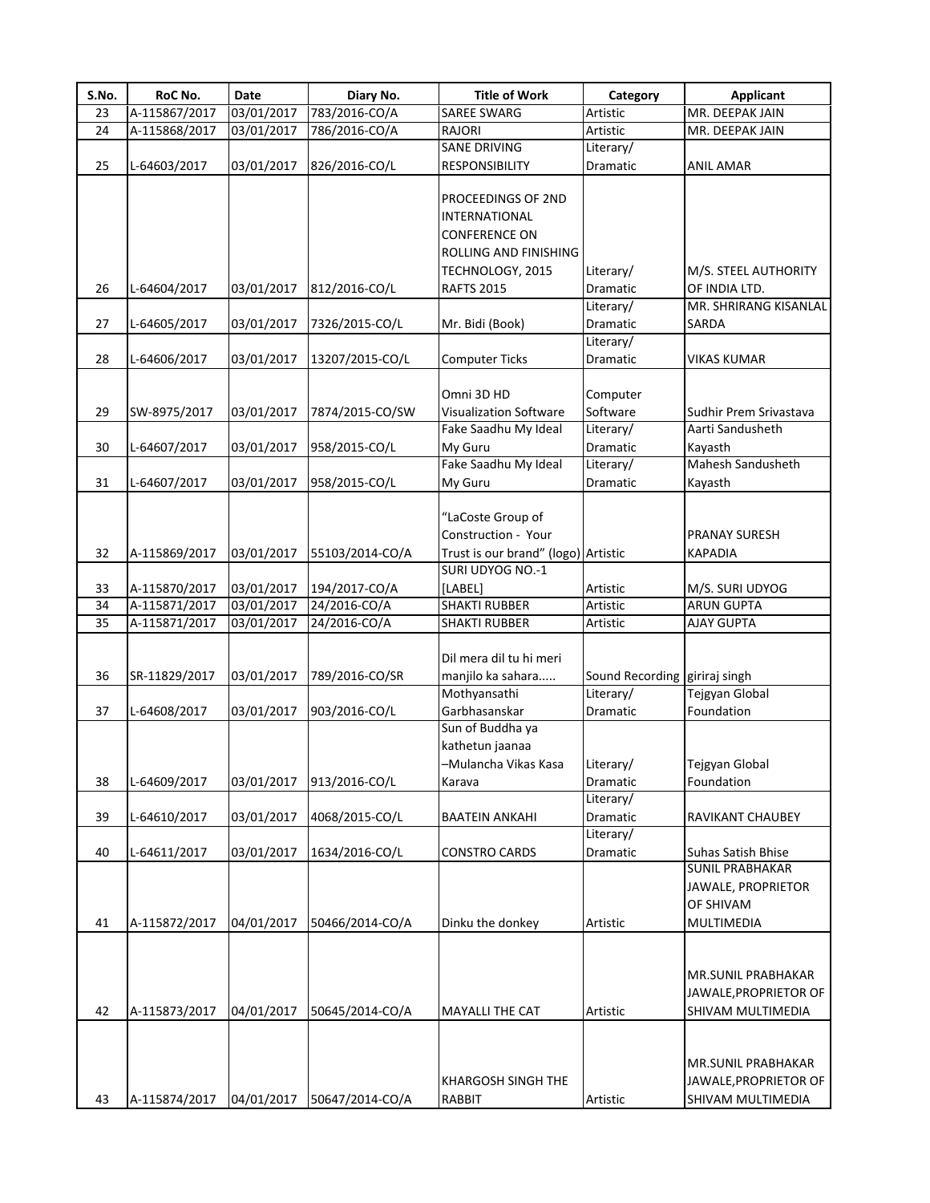| S.No. | RoC No. | Date | Diary No. | Title of Work | Category | Applicant |
|---|---|---|---|---|---|---|
| 23 | A-115867/2017 | 03/01/2017 | 783/2016-CO/A | SAREE SWARG | Artistic | MR. DEEPAK JAIN |
| 24 | A-115868/2017 | 03/01/2017 | 786/2016-CO/A | RAJORI | Artistic | MR. DEEPAK JAIN |
| 25 | L-64603/2017 | 03/01/2017 | 826/2016-CO/L | SANE DRIVING RESPONSIBILITY | Literary/ Dramatic | ANIL AMAR |
| 26 | L-64604/2017 | 03/01/2017 | 812/2016-CO/L | PROCEEDINGS OF 2ND INTERNATIONAL CONFERENCE ON ROLLING AND FINISHING TECHNOLOGY, 2015 RAFTS 2015 | Literary/ Dramatic | M/S. STEEL AUTHORITY OF INDIA LTD. |
| 27 | L-64605/2017 | 03/01/2017 | 7326/2015-CO/L | Mr. Bidi (Book) | Literary/ Dramatic | MR. SHRIRANG KISANLAL SARDA |
| 28 | L-64606/2017 | 03/01/2017 | 13207/2015-CO/L | Computer Ticks | Literary/ Dramatic | VIKAS KUMAR |
| 29 | SW-8975/2017 | 03/01/2017 | 7874/2015-CO/SW | Omni 3D HD Visualization Software | Computer Software | Sudhir Prem Srivastava |
| 30 | L-64607/2017 | 03/01/2017 | 958/2015-CO/L | Fake Saadhu My Ideal My Guru | Literary/ Dramatic | Aarti Sandusheth Kayasth |
| 31 | L-64607/2017 | 03/01/2017 | 958/2015-CO/L | Fake Saadhu My Ideal My Guru | Literary/ Dramatic | Mahesh Sandusheth Kayasth |
| 32 | A-115869/2017 | 03/01/2017 | 55103/2014-CO/A | "LaCoste Group of Construction - Your Trust is our brand" (logo) | Artistic | PRANAY SURESH KAPADIA |
| 33 | A-115870/2017 | 03/01/2017 | 194/2017-CO/A | SURI UDYOG NO.-1 [LABEL] | Artistic | M/S. SURI UDYOG |
| 34 | A-115871/2017 | 03/01/2017 | 24/2016-CO/A | SHAKTI RUBBER | Artistic | ARUN GUPTA |
| 35 | A-115871/2017 | 03/01/2017 | 24/2016-CO/A | SHAKTI RUBBER | Artistic | AJAY GUPTA |
| 36 | SR-11829/2017 | 03/01/2017 | 789/2016-CO/SR | Dil mera dil tu hi meri manjilo ka sahara..... | Sound Recording | giriraj singh |
| 37 | L-64608/2017 | 03/01/2017 | 903/2016-CO/L | Mothyansathi Garbhasanskar | Literary/ Dramatic | Tejgyan Global Foundation |
| 38 | L-64609/2017 | 03/01/2017 | 913/2016-CO/L | Sun of Buddha ya kathetun jaanaa –Mulancha Vikas Kasa Karava | Literary/ Dramatic | Tejgyan Global Foundation |
| 39 | L-64610/2017 | 03/01/2017 | 4068/2015-CO/L | BAATEIN ANKAHI | Literary/ Dramatic | RAVIKANT CHAUBEY |
| 40 | L-64611/2017 | 03/01/2017 | 1634/2016-CO/L | CONSTRO CARDS | Literary/ Dramatic | Suhas Satish Bhise |
| 41 | A-115872/2017 | 04/01/2017 | 50466/2014-CO/A | Dinku the donkey | Artistic | SUNIL PRABHAKAR JAWALE, PROPRIETOR OF SHIVAM MULTIMEDIA |
| 42 | A-115873/2017 | 04/01/2017 | 50645/2014-CO/A | MAYALLI THE CAT | Artistic | MR.SUNIL PRABHAKAR JAWALE,PROPRIETOR OF SHIVAM MULTIMEDIA |
| 43 | A-115874/2017 | 04/01/2017 | 50647/2014-CO/A | KHARGOSH SINGH THE RABBIT | Artistic | MR.SUNIL PRABHAKAR JAWALE,PROPRIETOR OF SHIVAM MULTIMEDIA |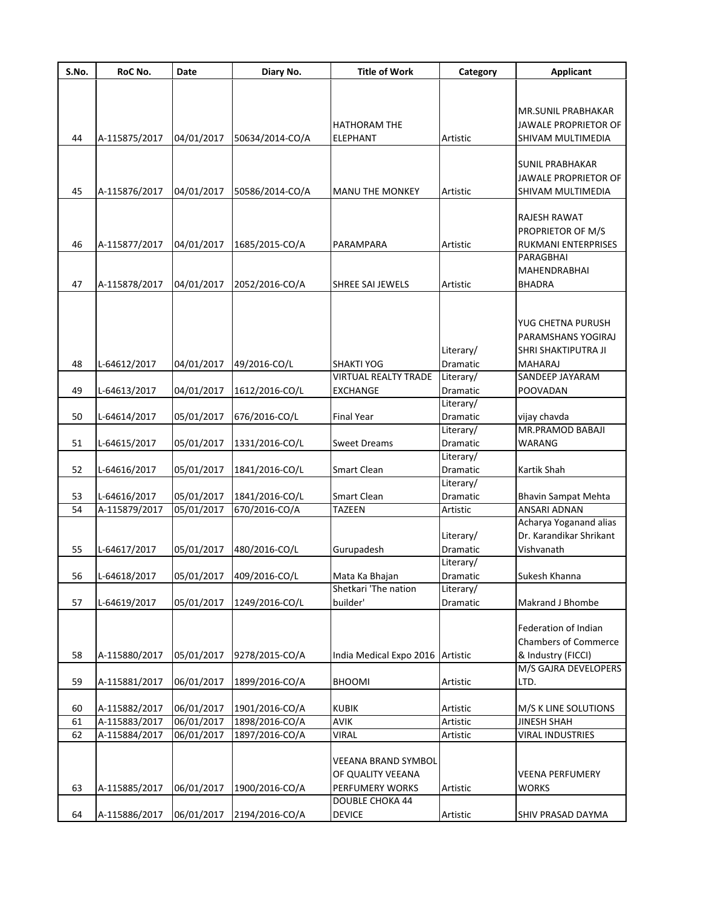| S.No. | RoC No. | Date | Diary No. | Title of Work | Category | Applicant |
|---|---|---|---|---|---|---|
| 44 | A-115875/2017 | 04/01/2017 | 50634/2014-CO/A | HATHORAM THE ELEPHANT | Artistic | MR.SUNIL PRABHAKAR JAWALE PROPRIETOR OF SHIVAM MULTIMEDIA |
| 45 | A-115876/2017 | 04/01/2017 | 50586/2014-CO/A | MANU THE MONKEY | Artistic | SUNIL PRABHAKAR JAWALE PROPRIETOR OF SHIVAM MULTIMEDIA |
| 46 | A-115877/2017 | 04/01/2017 | 1685/2015-CO/A | PARAMPARA | Artistic | RAJESH RAWAT PROPRIETOR OF M/S RUKMANI ENTERPRISES |
| 47 | A-115878/2017 | 04/01/2017 | 2052/2016-CO/A | SHREE SAI JEWELS | Artistic | PARAGBHAI MAHENDRABHAI BHADRA |
| 48 | L-64612/2017 | 04/01/2017 | 49/2016-CO/L | SHAKTI YOG | Literary/ Dramatic | YUG CHETNA PURUSH PARAMSHANS YOGIRAJ SHRI SHAKTIPUTRA JI MAHARAJ |
| 49 | L-64613/2017 | 04/01/2017 | 1612/2016-CO/L | VIRTUAL REALTY TRADE EXCHANGE | Literary/ Dramatic | SANDEEP JAYARAM POOVADAN |
| 50 | L-64614/2017 | 05/01/2017 | 676/2016-CO/L | Final Year | Literary/ Dramatic | vijay chavda |
| 51 | L-64615/2017 | 05/01/2017 | 1331/2016-CO/L | Sweet Dreams | Literary/ Dramatic | MR.PRAMOD BABAJI WARANG |
| 52 | L-64616/2017 | 05/01/2017 | 1841/2016-CO/L | Smart Clean | Literary/ Dramatic | Kartik Shah |
| 53 | L-64616/2017 | 05/01/2017 | 1841/2016-CO/L | Smart Clean | Literary/ Dramatic | Bhavin Sampat Mehta |
| 54 | A-115879/2017 | 05/01/2017 | 670/2016-CO/A | TAZEEN | Artistic | ANSARI ADNAN |
| 55 | L-64617/2017 | 05/01/2017 | 480/2016-CO/L | Gurupadesh | Literary/ Dramatic | Acharya Yoganand alias Dr. Karandikar Shrikant Vishvanath |
| 56 | L-64618/2017 | 05/01/2017 | 409/2016-CO/L | Mata Ka Bhajan | Literary/ Dramatic | Sukesh Khanna |
| 57 | L-64619/2017 | 05/01/2017 | 1249/2016-CO/L | Shetkari 'The nation builder' | Literary/ Dramatic | Makrand J Bhombe |
| 58 | A-115880/2017 | 05/01/2017 | 9278/2015-CO/A | India Medical Expo 2016 | Artistic | Federation of Indian Chambers of Commerce & Industry (FICCI) |
| 59 | A-115881/2017 | 06/01/2017 | 1899/2016-CO/A | BHOOMI | Artistic | M/S GAJRA DEVELOPERS LTD. |
| 60 | A-115882/2017 | 06/01/2017 | 1901/2016-CO/A | KUBIK | Artistic | M/S K LINE SOLUTIONS |
| 61 | A-115883/2017 | 06/01/2017 | 1898/2016-CO/A | AVIK | Artistic | JINESH SHAH |
| 62 | A-115884/2017 | 06/01/2017 | 1897/2016-CO/A | VIRAL | Artistic | VIRAL INDUSTRIES |
| 63 | A-115885/2017 | 06/01/2017 | 1900/2016-CO/A | VEEANA BRAND SYMBOL OF QUALITY VEEANA PERFUMERY WORKS | Artistic | VEENA PERFUMERY WORKS |
| 64 | A-115886/2017 | 06/01/2017 | 2194/2016-CO/A | DOUBLE CHOKA 44 DEVICE | Artistic | SHIV PRASAD DAYMA |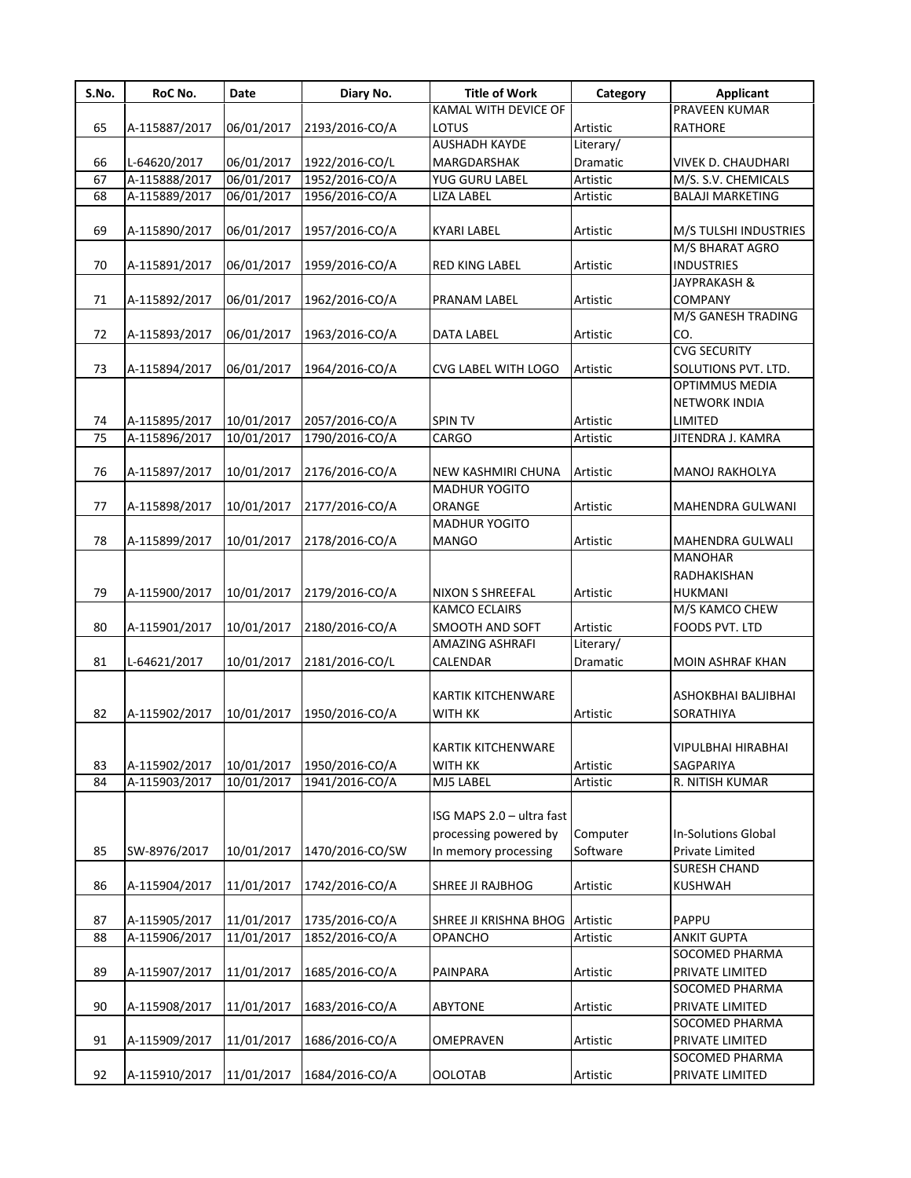| S.No. | RoC No. | Date | Diary No. | Title of Work | Category | Applicant |
|---|---|---|---|---|---|---|
| 65 | A-115887/2017 | 06/01/2017 | 2193/2016-CO/A | KAMAL WITH DEVICE OF LOTUS | Artistic | PRAVEEN KUMAR RATHORE |
| 66 | L-64620/2017 | 06/01/2017 | 1922/2016-CO/L | AUSHADH KAYDE MARGDARSHAK | Literary/ Dramatic | VIVEK D. CHAUDHARI |
| 67 | A-115888/2017 | 06/01/2017 | 1952/2016-CO/A | YUG GURU LABEL | Artistic | M/S. S.V. CHEMICALS |
| 68 | A-115889/2017 | 06/01/2017 | 1956/2016-CO/A | LIZA LABEL | Artistic | BALAJI MARKETING |
| 69 | A-115890/2017 | 06/01/2017 | 1957/2016-CO/A | KYARI LABEL | Artistic | M/S TULSHI INDUSTRIES |
| 70 | A-115891/2017 | 06/01/2017 | 1959/2016-CO/A | RED KING LABEL | Artistic | M/S BHARAT AGRO INDUSTRIES |
| 71 | A-115892/2017 | 06/01/2017 | 1962/2016-CO/A | PRANAM LABEL | Artistic | JAYPRAKASH & COMPANY |
| 72 | A-115893/2017 | 06/01/2017 | 1963/2016-CO/A | DATA LABEL | Artistic | M/S GANESH TRADING CO. |
| 73 | A-115894/2017 | 06/01/2017 | 1964/2016-CO/A | CVG LABEL WITH LOGO | Artistic | CVG SECURITY SOLUTIONS PVT. LTD. |
| 74 | A-115895/2017 | 10/01/2017 | 2057/2016-CO/A | SPIN TV | Artistic | OPTIMMUS MEDIA NETWORK INDIA LIMITED |
| 75 | A-115896/2017 | 10/01/2017 | 1790/2016-CO/A | CARGO | Artistic | JITENDRA J. KAMRA |
| 76 | A-115897/2017 | 10/01/2017 | 2176/2016-CO/A | NEW KASHMIRI CHUNA | Artistic | MANOJ RAKHOLYA |
| 77 | A-115898/2017 | 10/01/2017 | 2177/2016-CO/A | MADHUR YOGITO ORANGE | Artistic | MAHENDRA GULWANI |
| 78 | A-115899/2017 | 10/01/2017 | 2178/2016-CO/A | MADHUR YOGITO MANGO | Artistic | MAHENDRA GULWALI |
| 79 | A-115900/2017 | 10/01/2017 | 2179/2016-CO/A | NIXON S SHREEFAL | Artistic | MANOHAR RADHAKISHAN HUKMANI |
| 80 | A-115901/2017 | 10/01/2017 | 2180/2016-CO/A | KAMCO ECLAIRS SMOOTH AND SOFT | Artistic | M/S KAMCO CHEW FOODS PVT. LTD |
| 81 | L-64621/2017 | 10/01/2017 | 2181/2016-CO/L | AMAZING ASHRAFI CALENDAR | Literary/ Dramatic | MOIN ASHRAF KHAN |
| 82 | A-115902/2017 | 10/01/2017 | 1950/2016-CO/A | KARTIK KITCHENWARE WITH KK | Artistic | ASHOKBHAI BALJIBHAI SORATHIYA |
| 83 | A-115902/2017 | 10/01/2017 | 1950/2016-CO/A | KARTIK KITCHENWARE WITH KK | Artistic | VIPULBHAI HIRABHAI SAGPARIYA |
| 84 | A-115903/2017 | 10/01/2017 | 1941/2016-CO/A | MJ5 LABEL | Artistic | R. NITISH KUMAR |
| 85 | SW-8976/2017 | 10/01/2017 | 1470/2016-CO/SW | ISG MAPS 2.0 – ultra fast processing powered by In memory processing | Computer Software | In-Solutions Global Private Limited |
| 86 | A-115904/2017 | 11/01/2017 | 1742/2016-CO/A | SHREE JI RAJBHOG | Artistic | SURESH CHAND KUSHWAH |
| 87 | A-115905/2017 | 11/01/2017 | 1735/2016-CO/A | SHREE JI KRISHNA BHOG | Artistic | PAPPU |
| 88 | A-115906/2017 | 11/01/2017 | 1852/2016-CO/A | OPANCHO | Artistic | ANKIT GUPTA |
| 89 | A-115907/2017 | 11/01/2017 | 1685/2016-CO/A | PAINPARA | Artistic | SOCOMED PHARMA PRIVATE LIMITED |
| 90 | A-115908/2017 | 11/01/2017 | 1683/2016-CO/A | ABYTONE | Artistic | SOCOMED PHARMA PRIVATE LIMITED |
| 91 | A-115909/2017 | 11/01/2017 | 1686/2016-CO/A | OMEPRAVEN | Artistic | SOCOMED PHARMA PRIVATE LIMITED |
| 92 | A-115910/2017 | 11/01/2017 | 1684/2016-CO/A | OOLOTAB | Artistic | SOCOMED PHARMA PRIVATE LIMITED |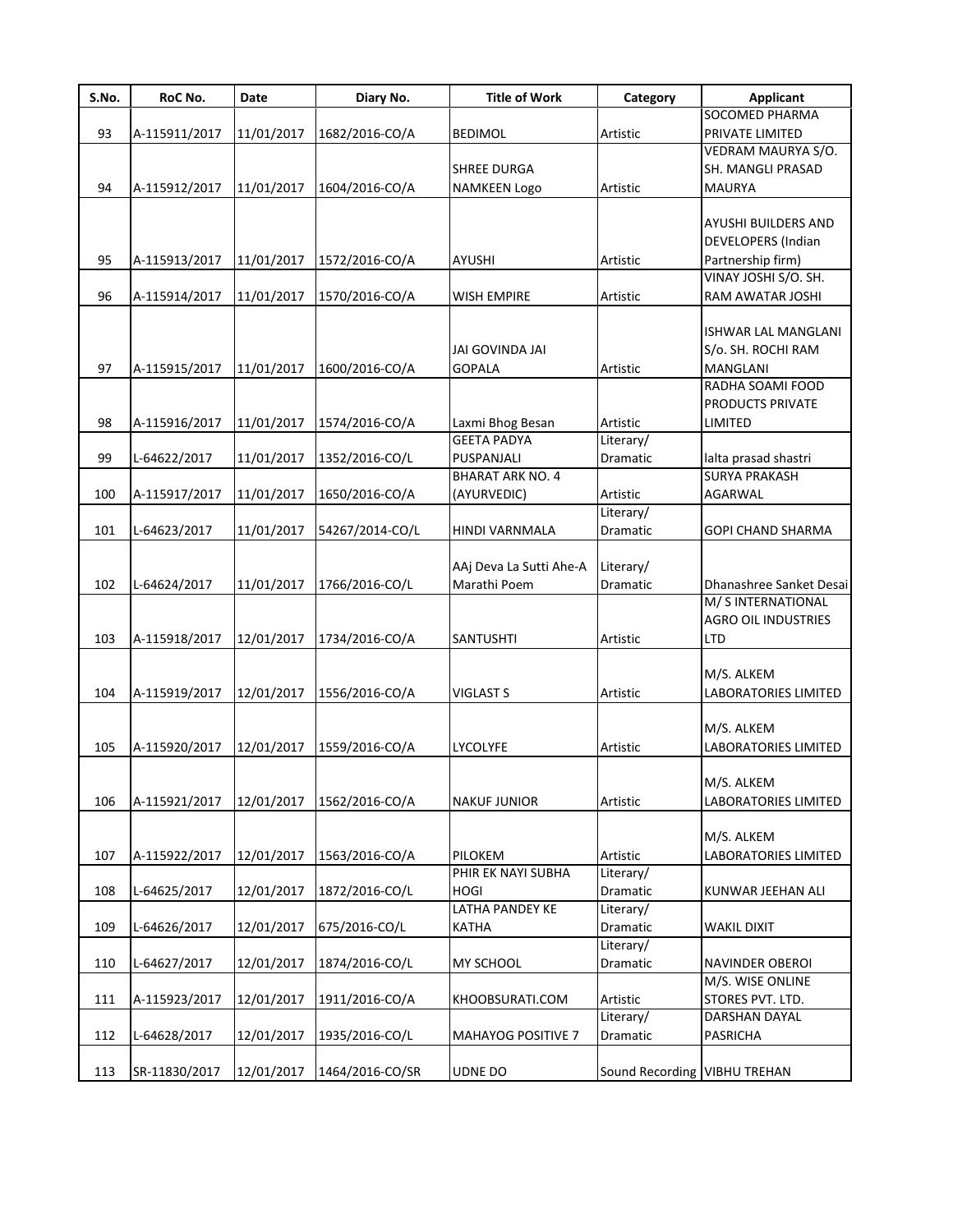| S.No. | RoC No. | Date | Diary No. | Title of Work | Category | Applicant |
|---|---|---|---|---|---|---|
| 93 | A-115911/2017 | 11/01/2017 | 1682/2016-CO/A | BEDIMOL | Artistic | SOCOMED PHARMA PRIVATE LIMITED |
| 94 | A-115912/2017 | 11/01/2017 | 1604/2016-CO/A | SHREE DURGA NAMKEEN Logo | Artistic | VEDRAM MAURYA S/O. SH. MANGLI PRASAD MAURYA |
| 95 | A-115913/2017 | 11/01/2017 | 1572/2016-CO/A | AYUSHI | Artistic | AYUSHI BUILDERS AND DEVELOPERS (Indian Partnership firm) |
| 96 | A-115914/2017 | 11/01/2017 | 1570/2016-CO/A | WISH EMPIRE | Artistic | VINAY JOSHI S/O. SH. RAM AWATAR JOSHI |
| 97 | A-115915/2017 | 11/01/2017 | 1600/2016-CO/A | JAI GOVINDA JAI GOPALA | Artistic | ISHWAR LAL MANGLANI S/o. SH. ROCHI RAM MANGLANI |
| 98 | A-115916/2017 | 11/01/2017 | 1574/2016-CO/A | Laxmi Bhog Besan | Artistic | RADHA SOAMI FOOD PRODUCTS PRIVATE LIMITED |
| 99 | L-64622/2017 | 11/01/2017 | 1352/2016-CO/L | GEETA PADYA PUSPANJALI | Literary/ Dramatic | lalta prasad shastri |
| 100 | A-115917/2017 | 11/01/2017 | 1650/2016-CO/A | BHARAT ARK NO. 4 (AYURVEDIC) | Artistic | SURYA PRAKASH AGARWAL |
| 101 | L-64623/2017 | 11/01/2017 | 54267/2014-CO/L | HINDI VARNMALA | Literary/ Dramatic | GOPI CHAND SHARMA |
| 102 | L-64624/2017 | 11/01/2017 | 1766/2016-CO/L | AAj Deva La Sutti Ahe-A Marathi Poem | Literary/ Dramatic | Dhanashree Sanket Desai |
| 103 | A-115918/2017 | 12/01/2017 | 1734/2016-CO/A | SANTUSHTI | Artistic | M/ S INTERNATIONAL AGRO OIL INDUSTRIES LTD |
| 104 | A-115919/2017 | 12/01/2017 | 1556/2016-CO/A | VIGLAST S | Artistic | M/S. ALKEM LABORATORIES LIMITED |
| 105 | A-115920/2017 | 12/01/2017 | 1559/2016-CO/A | LYCOLYFE | Artistic | M/S. ALKEM LABORATORIES LIMITED |
| 106 | A-115921/2017 | 12/01/2017 | 1562/2016-CO/A | NAKUF JUNIOR | Artistic | M/S. ALKEM LABORATORIES LIMITED |
| 107 | A-115922/2017 | 12/01/2017 | 1563/2016-CO/A | PILOKEM | Artistic | M/S. ALKEM LABORATORIES LIMITED |
| 108 | L-64625/2017 | 12/01/2017 | 1872/2016-CO/L | PHIR EK NAYI SUBHA HOGI | Literary/ Dramatic | KUNWAR JEEHAN ALI |
| 109 | L-64626/2017 | 12/01/2017 | 675/2016-CO/L | LATHA PANDEY KE KATHA | Literary/ Dramatic | WAKIL DIXIT |
| 110 | L-64627/2017 | 12/01/2017 | 1874/2016-CO/L | MY SCHOOL | Literary/ Dramatic | NAVINDER OBEROI |
| 111 | A-115923/2017 | 12/01/2017 | 1911/2016-CO/A | KHOOBSURATI.COM | Artistic | M/S. WISE ONLINE STORES PVT. LTD. |
| 112 | L-64628/2017 | 12/01/2017 | 1935/2016-CO/L | MAHAYOG POSITIVE 7 | Literary/ Dramatic | DARSHAN DAYAL PASRICHA |
| 113 | SR-11830/2017 | 12/01/2017 | 1464/2016-CO/SR | UDNE DO | Sound Recording | VIBHU TREHAN |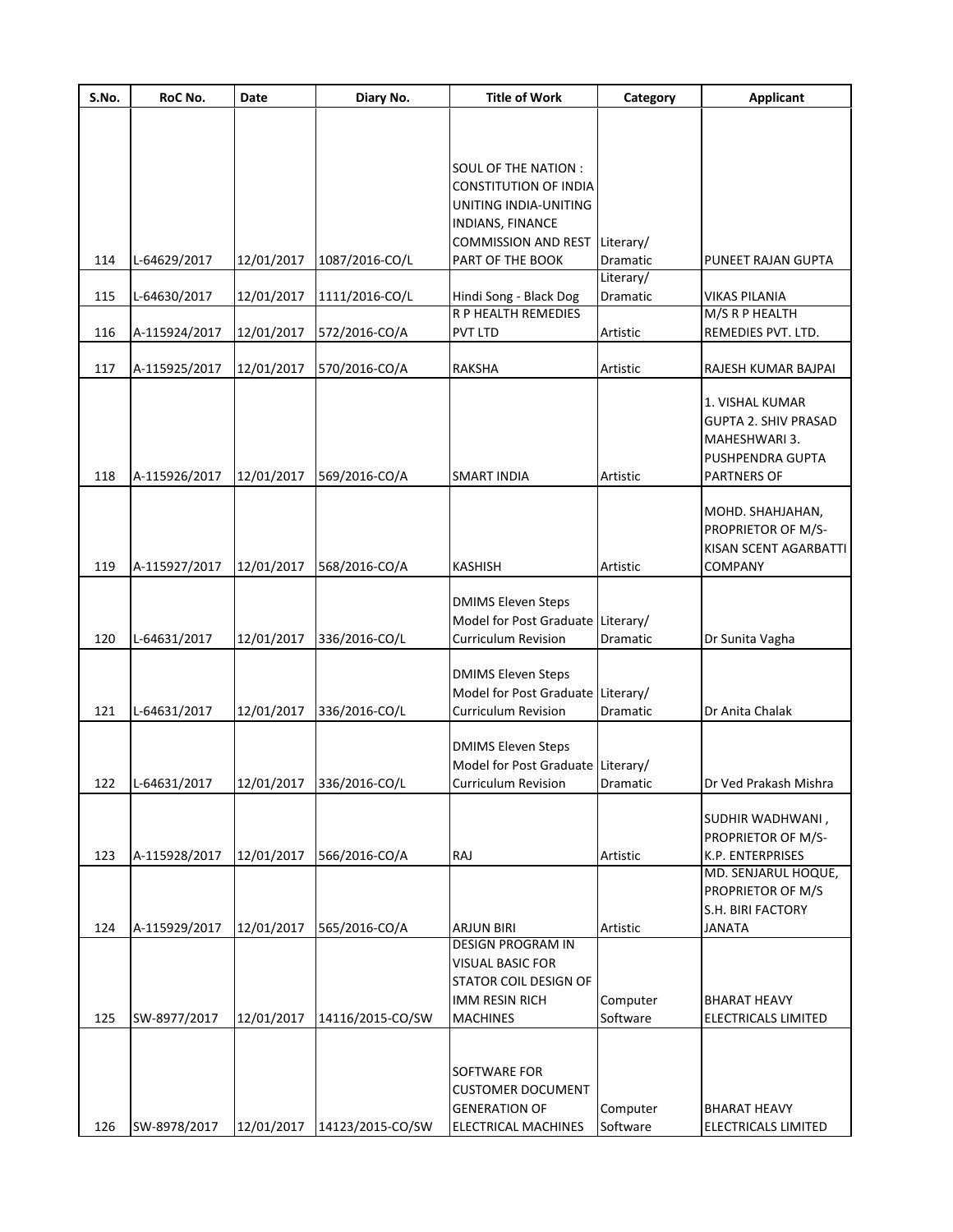| S.No. | RoC No. | Date | Diary No. | Title of Work | Category | Applicant |
|---|---|---|---|---|---|---|
| 114 | L-64629/2017 | 12/01/2017 | 1087/2016-CO/L | SOUL OF THE NATION : CONSTITUTION OF INDIA UNITING INDIA-UNITING INDIANS, FINANCE COMMISSION AND REST PART OF THE BOOK | Literary/ Dramatic | PUNEET RAJAN GUPTA |
| 115 | L-64630/2017 | 12/01/2017 | 1111/2016-CO/L | Hindi Song - Black Dog | Literary/ Dramatic | VIKAS PILANIA |
| 116 | A-115924/2017 | 12/01/2017 | 572/2016-CO/A | R P HEALTH REMEDIES PVT LTD | Artistic | M/S R P HEALTH REMEDIES PVT. LTD. |
| 117 | A-115925/2017 | 12/01/2017 | 570/2016-CO/A | RAKSHA | Artistic | RAJESH KUMAR BAJPAI |
| 118 | A-115926/2017 | 12/01/2017 | 569/2016-CO/A | SMART INDIA | Artistic | 1. VISHAL KUMAR GUPTA 2. SHIV PRASAD MAHESHWARI 3. PUSHPENDRA GUPTA PARTNERS OF |
| 119 | A-115927/2017 | 12/01/2017 | 568/2016-CO/A | KASHISH | Artistic | MOHD. SHAHJAHAN, PROPRIETOR OF M/S-KISAN SCENT AGARBATTI COMPANY |
| 120 | L-64631/2017 | 12/01/2017 | 336/2016-CO/L | DMIMS Eleven Steps Model for Post Graduate Curriculum Revision | Literary/ Dramatic | Dr Sunita Vagha |
| 121 | L-64631/2017 | 12/01/2017 | 336/2016-CO/L | DMIMS Eleven Steps Model for Post Graduate Curriculum Revision | Literary/ Dramatic | Dr Anita Chalak |
| 122 | L-64631/2017 | 12/01/2017 | 336/2016-CO/L | DMIMS Eleven Steps Model for Post Graduate Curriculum Revision | Literary/ Dramatic | Dr Ved Prakash Mishra |
| 123 | A-115928/2017 | 12/01/2017 | 566/2016-CO/A | RAJ | Artistic | SUDHIR WADHWANI , PROPRIETOR OF M/S-K.P. ENTERPRISES |
| 124 | A-115929/2017 | 12/01/2017 | 565/2016-CO/A | ARJUN BIRI | Artistic | MD. SENJARUL HOQUE, PROPRIETOR OF M/S S.H. BIRI FACTORY JANATA |
| 125 | SW-8977/2017 | 12/01/2017 | 14116/2015-CO/SW | DESIGN PROGRAM IN VISUAL BASIC FOR STATOR COIL DESIGN OF IMM RESIN RICH MACHINES | Computer Software | BHARAT HEAVY ELECTRICALS LIMITED |
| 126 | SW-8978/2017 | 12/01/2017 | 14123/2015-CO/SW | SOFTWARE FOR CUSTOMER DOCUMENT GENERATION OF ELECTRICAL MACHINES | Computer Software | BHARAT HEAVY ELECTRICALS LIMITED |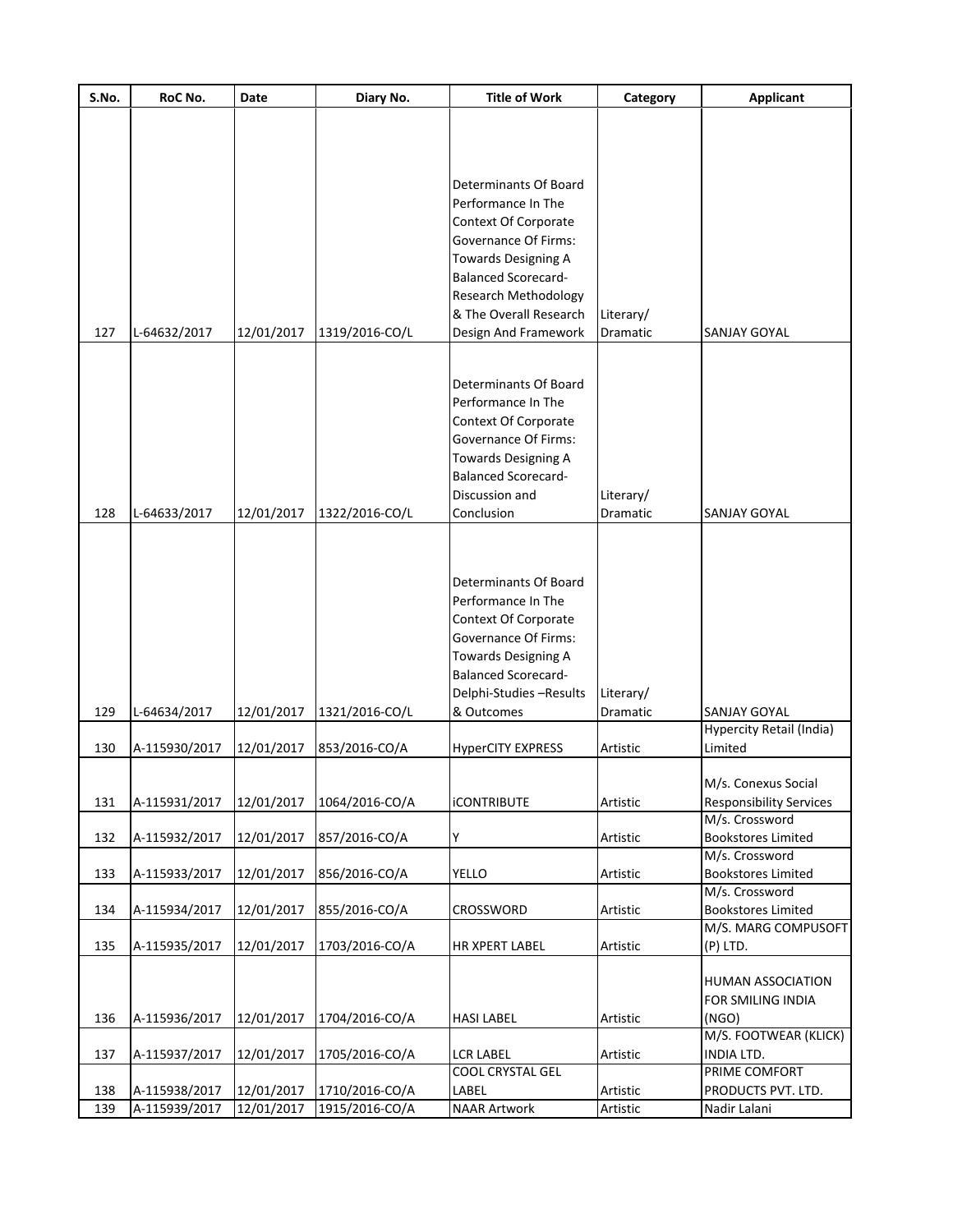| S.No. | RoC No. | Date | Diary No. | Title of Work | Category | Applicant |
|---|---|---|---|---|---|---|
| 127 | L-64632/2017 | 12/01/2017 | 1319/2016-CO/L | Determinants Of Board Performance In The Context Of Corporate Governance Of Firms: Towards Designing A Balanced Scorecard- Research Methodology & The Overall Research Design And Framework | Literary/ Dramatic | SANJAY GOYAL |
| 128 | L-64633/2017 | 12/01/2017 | 1322/2016-CO/L | Determinants Of Board Performance In The Context Of Corporate Governance Of Firms: Towards Designing A Balanced Scorecard- Discussion and Conclusion | Literary/ Dramatic | SANJAY GOYAL |
| 129 | L-64634/2017 | 12/01/2017 | 1321/2016-CO/L | Determinants Of Board Performance In The Context Of Corporate Governance Of Firms: Towards Designing A Balanced Scorecard- Delphi-Studies –Results & Outcomes | Literary/ Dramatic | SANJAY GOYAL |
| 130 | A-115930/2017 | 12/01/2017 | 853/2016-CO/A | HyperCITY EXPRESS | Artistic | Hypercity Retail (India) Limited |
| 131 | A-115931/2017 | 12/01/2017 | 1064/2016-CO/A | iCONTRIBUTE | Artistic | M/s. Conexus Social Responsibility Services |
| 132 | A-115932/2017 | 12/01/2017 | 857/2016-CO/A | Y | Artistic | M/s. Crossword Bookstores Limited |
| 133 | A-115933/2017 | 12/01/2017 | 856/2016-CO/A | YELLO | Artistic | M/s. Crossword Bookstores Limited |
| 134 | A-115934/2017 | 12/01/2017 | 855/2016-CO/A | CROSSWORD | Artistic | M/s. Crossword Bookstores Limited |
| 135 | A-115935/2017 | 12/01/2017 | 1703/2016-CO/A | HR XPERT LABEL | Artistic | M/S. MARG COMPUSOFT (P) LTD. |
| 136 | A-115936/2017 | 12/01/2017 | 1704/2016-CO/A | HASI LABEL | Artistic | HUMAN ASSOCIATION FOR SMILING INDIA (NGO) |
| 137 | A-115937/2017 | 12/01/2017 | 1705/2016-CO/A | LCR LABEL | Artistic | M/S. FOOTWEAR (KLICK) INDIA LTD. |
| 138 | A-115938/2017 | 12/01/2017 | 1710/2016-CO/A | COOL CRYSTAL GEL LABEL | Artistic | PRIME COMFORT PRODUCTS PVT. LTD. |
| 139 | A-115939/2017 | 12/01/2017 | 1915/2016-CO/A | NAAR Artwork | Artistic | Nadir Lalani |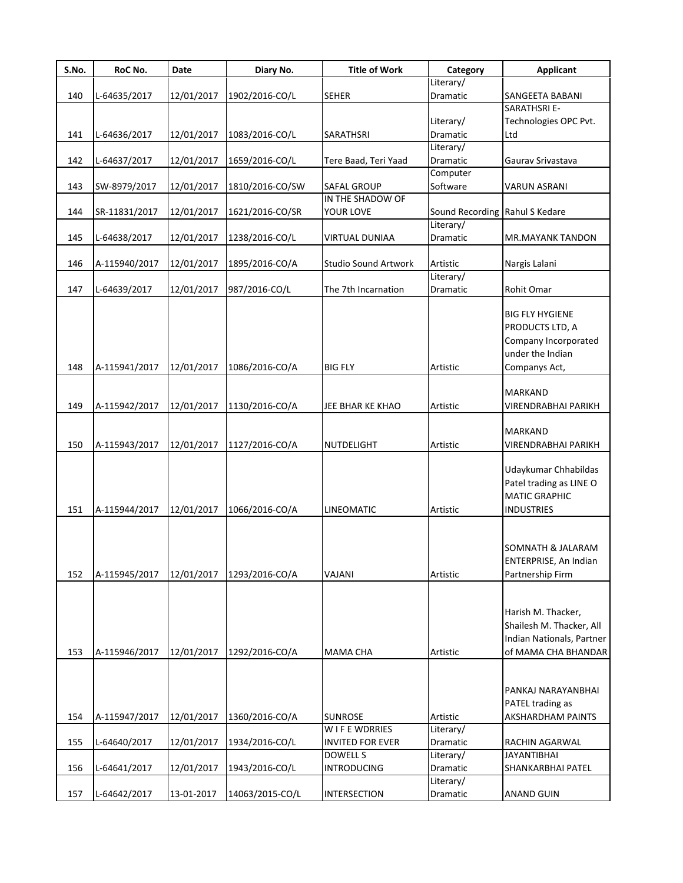| S.No. | RoC No. | Date | Diary No. | Title of Work | Category | Applicant |
|---|---|---|---|---|---|---|
| 140 | L-64635/2017 | 12/01/2017 | 1902/2016-CO/L | SEHER | Literary/ Dramatic | SANGEETA BABANI |
| 141 | L-64636/2017 | 12/01/2017 | 1083/2016-CO/L | SARATHSRI | Literary/ Dramatic | SARATHSRI E-Technologies OPC Pvt. Ltd |
| 142 | L-64637/2017 | 12/01/2017 | 1659/2016-CO/L | Tere Baad, Teri Yaad | Literary/ Dramatic | Gaurav Srivastava |
| 143 | SW-8979/2017 | 12/01/2017 | 1810/2016-CO/SW | SAFAL GROUP | Computer Software | VARUN ASRANI |
| 144 | SR-11831/2017 | 12/01/2017 | 1621/2016-CO/SR | IN THE SHADOW OF YOUR LOVE | Sound Recording | Rahul S Kedare |
| 145 | L-64638/2017 | 12/01/2017 | 1238/2016-CO/L | VIRTUAL DUNIAA | Literary/ Dramatic | MR.MAYANK TANDON |
| 146 | A-115940/2017 | 12/01/2017 | 1895/2016-CO/A | Studio Sound Artwork | Artistic | Nargis Lalani |
| 147 | L-64639/2017 | 12/01/2017 | 987/2016-CO/L | The 7th Incarnation | Literary/ Dramatic | Rohit Omar |
| 148 | A-115941/2017 | 12/01/2017 | 1086/2016-CO/A | BIG FLY | Artistic | BIG FLY HYGIENE PRODUCTS LTD, A Company Incorporated under the Indian Companys Act, |
| 149 | A-115942/2017 | 12/01/2017 | 1130/2016-CO/A | JEE BHAR KE KHAO | Artistic | MARKAND VIRENDRABHAI PARIKH |
| 150 | A-115943/2017 | 12/01/2017 | 1127/2016-CO/A | NUTDELIGHT | Artistic | MARKAND VIRENDRABHAI PARIKH |
| 151 | A-115944/2017 | 12/01/2017 | 1066/2016-CO/A | LINEOMATIC | Artistic | Udaykumar Chhabildas Patel trading as LINE O MATIC GRAPHIC INDUSTRIES |
| 152 | A-115945/2017 | 12/01/2017 | 1293/2016-CO/A | VAJANI | Artistic | SOMNATH & JALARAM ENTERPRISE, An Indian Partnership Firm |
| 153 | A-115946/2017 | 12/01/2017 | 1292/2016-CO/A | MAMA CHA | Artistic | Harish M. Thacker, Shailesh M. Thacker, All Indian Nationals, Partner of MAMA CHA BHANDAR |
| 154 | A-115947/2017 | 12/01/2017 | 1360/2016-CO/A | SUNROSE | Artistic | PANKAJ NARAYANBHAI PATEL trading as AKSHARDHAM PAINTS |
| 155 | L-64640/2017 | 12/01/2017 | 1934/2016-CO/L | W I F E WDRRIES INVITED FOR EVER | Literary/ Dramatic | RACHIN AGARWAL |
| 156 | L-64641/2017 | 12/01/2017 | 1943/2016-CO/L | DOWELL S INTRODUCING | Literary/ Dramatic | JAYANTIBHAI SHANKARBHAI PATEL |
| 157 | L-64642/2017 | 13-01-2017 | 14063/2015-CO/L | INTERSECTION | Literary/ Dramatic | ANAND GUIN |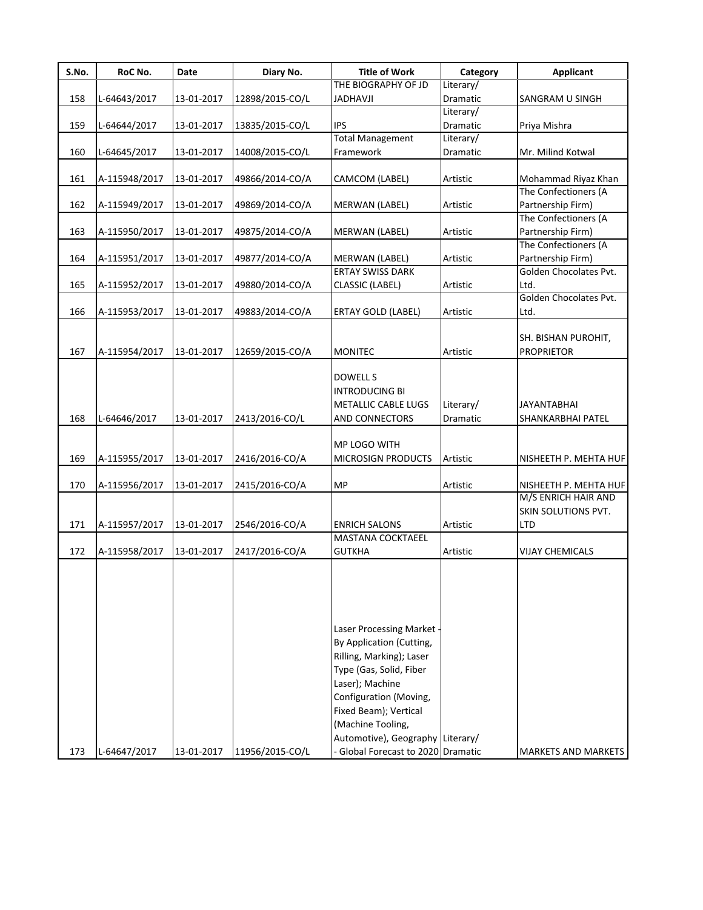| S.No. | RoC No. | Date | Diary No. | Title of Work | Category | Applicant |
|---|---|---|---|---|---|---|
| 158 | L-64643/2017 | 13-01-2017 | 12898/2015-CO/L | THE BIOGRAPHY OF JD JADHAVJI | Literary/ Dramatic | SANGRAM U SINGH |
| 159 | L-64644/2017 | 13-01-2017 | 13835/2015-CO/L | IPS | Literary/ Dramatic | Priya Mishra |
| 160 | L-64645/2017 | 13-01-2017 | 14008/2015-CO/L | Total Management Framework | Literary/ Dramatic | Mr. Milind Kotwal |
| 161 | A-115948/2017 | 13-01-2017 | 49866/2014-CO/A | CAMCOM (LABEL) | Artistic | Mohammad Riyaz Khan |
| 162 | A-115949/2017 | 13-01-2017 | 49869/2014-CO/A | MERWAN (LABEL) | Artistic | The Confectioners (A Partnership Firm) |
| 163 | A-115950/2017 | 13-01-2017 | 49875/2014-CO/A | MERWAN (LABEL) | Artistic | The Confectioners (A Partnership Firm) |
| 164 | A-115951/2017 | 13-01-2017 | 49877/2014-CO/A | MERWAN (LABEL) | Artistic | The Confectioners (A Partnership Firm) |
| 165 | A-115952/2017 | 13-01-2017 | 49880/2014-CO/A | ERTAY SWISS DARK CLASSIC (LABEL) | Artistic | Golden Chocolates Pvt. Ltd. |
| 166 | A-115953/2017 | 13-01-2017 | 49883/2014-CO/A | ERTAY GOLD (LABEL) | Artistic | Golden Chocolates Pvt. Ltd. |
| 167 | A-115954/2017 | 13-01-2017 | 12659/2015-CO/A | MONITEC | Artistic | SH. BISHAN PUROHIT, PROPRIETOR |
| 168 | L-64646/2017 | 13-01-2017 | 2413/2016-CO/L | DOWELL S INTRODUCING BI METALLIC CABLE LUGS AND CONNECTORS | Literary/ Dramatic | JAYANTABHAI SHANKARBHAI PATEL |
| 169 | A-115955/2017 | 13-01-2017 | 2416/2016-CO/A | MP LOGO WITH MICROSIGN PRODUCTS | Artistic | NISHEETH P. MEHTA HUF |
| 170 | A-115956/2017 | 13-01-2017 | 2415/2016-CO/A | MP | Artistic | NISHEETH P. MEHTA HUF |
| 171 | A-115957/2017 | 13-01-2017 | 2546/2016-CO/A | ENRICH SALONS | Artistic | M/S ENRICH HAIR AND SKIN SOLUTIONS PVT. LTD |
| 172 | A-115958/2017 | 13-01-2017 | 2417/2016-CO/A | MASTANA COCKTAEEL GUTKHA | Artistic | VIJAY CHEMICALS |
| 173 | L-64647/2017 | 13-01-2017 | 11956/2015-CO/L | Laser Processing Market - By Application (Cutting, Rilling, Marking); Laser Type (Gas, Solid, Fiber Laser); Machine Configuration (Moving, Fixed Beam); Vertical (Machine Tooling, Automotive), Geography - Global Forecast to 2020 | Literary/ Dramatic | MARKETS AND MARKETS |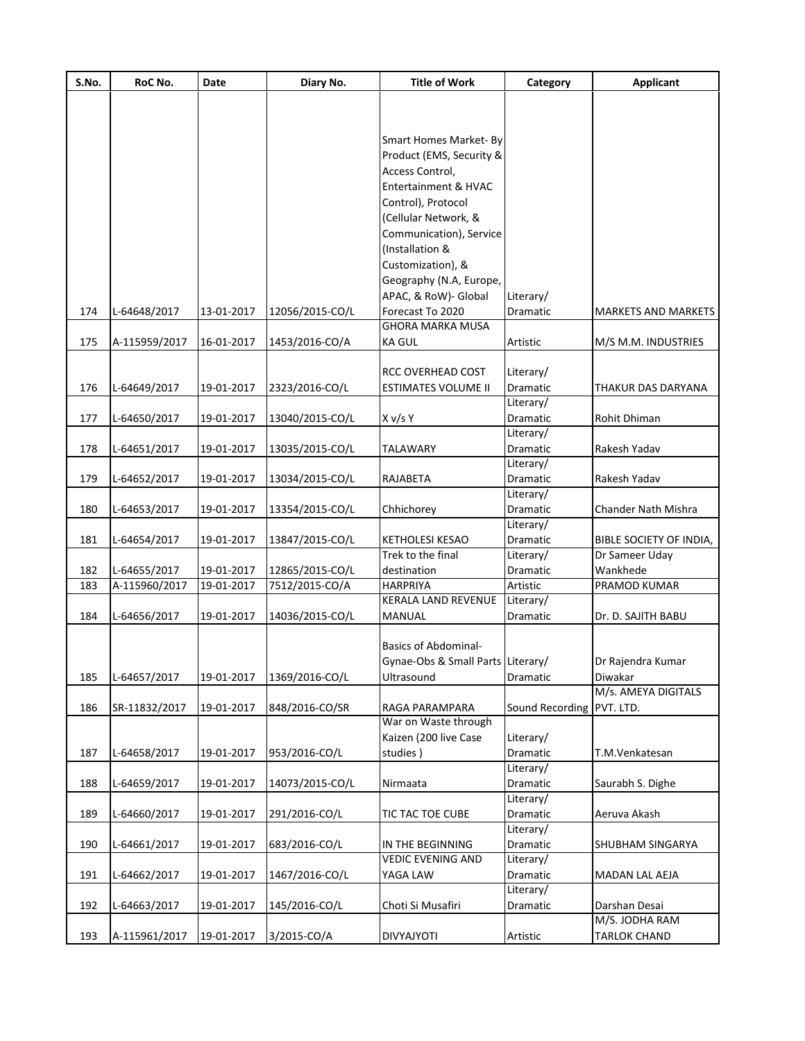| S.No. | RoC No. | Date | Diary No. | Title of Work | Category | Applicant |
|---|---|---|---|---|---|---|
| 174 | L-64648/2017 | 13-01-2017 | 12056/2015-CO/L | Smart Homes Market- By Product (EMS, Security & Access Control, Entertainment & HVAC Control), Protocol (Cellular Network, & Communication), Service (Installation & Customization), & Geography (N.A, Europe, APAC, & RoW)- Global Forecast To 2020 | Literary/ Dramatic | MARKETS AND MARKETS |
| 175 | A-115959/2017 | 16-01-2017 | 1453/2016-CO/A | GHORA MARKA MUSA KA GUL | Artistic | M/S M.M. INDUSTRIES |
| 176 | L-64649/2017 | 19-01-2017 | 2323/2016-CO/L | RCC OVERHEAD COST ESTIMATES VOLUME II | Literary/ Dramatic | THAKUR DAS DARYANA |
| 177 | L-64650/2017 | 19-01-2017 | 13040/2015-CO/L | X v/s Y | Literary/ Dramatic | Rohit Dhiman |
| 178 | L-64651/2017 | 19-01-2017 | 13035/2015-CO/L | TALAWARY | Literary/ Dramatic | Rakesh Yadav |
| 179 | L-64652/2017 | 19-01-2017 | 13034/2015-CO/L | RAJABETA | Literary/ Dramatic | Rakesh Yadav |
| 180 | L-64653/2017 | 19-01-2017 | 13354/2015-CO/L | Chhichorey | Literary/ Dramatic | Chander Nath Mishra |
| 181 | L-64654/2017 | 19-01-2017 | 13847/2015-CO/L | KETHOLESI KESAO | Literary/ Dramatic | BIBLE SOCIETY OF INDIA, |
| 182 | L-64655/2017 | 19-01-2017 | 12865/2015-CO/L | Trek to the final destination | Literary/ Dramatic | Dr Sameer Uday Wankhede |
| 183 | A-115960/2017 | 19-01-2017 | 7512/2015-CO/A | HARPRIYA | Artistic | PRAMOD KUMAR |
| 184 | L-64656/2017 | 19-01-2017 | 14036/2015-CO/L | KERALA LAND REVENUE MANUAL | Literary/ Dramatic | Dr. D. SAJITH BABU |
| 185 | L-64657/2017 | 19-01-2017 | 1369/2016-CO/L | Basics of Abdominal-Gynae-Obs & Small Parts Ultrasound | Literary/ Dramatic | Dr Rajendra Kumar Diwakar |
| 186 | SR-11832/2017 | 19-01-2017 | 848/2016-CO/SR | RAGA PARAMPARA | Sound Recording | M/s. AMEYA DIGITALS PVT. LTD. |
| 187 | L-64658/2017 | 19-01-2017 | 953/2016-CO/L | War on Waste through Kaizen (200 live Case studies ) | Literary/ Dramatic | T.M.Venkatesan |
| 188 | L-64659/2017 | 19-01-2017 | 14073/2015-CO/L | Nirmaata | Literary/ Dramatic | Saurabh S. Dighe |
| 189 | L-64660/2017 | 19-01-2017 | 291/2016-CO/L | TIC TAC TOE CUBE | Literary/ Dramatic | Aeruva Akash |
| 190 | L-64661/2017 | 19-01-2017 | 683/2016-CO/L | IN THE BEGINNING | Literary/ Dramatic | SHUBHAM SINGARYA |
| 191 | L-64662/2017 | 19-01-2017 | 1467/2016-CO/L | VEDIC EVENING AND YAGA LAW | Literary/ Dramatic | MADAN LAL AEJA |
| 192 | L-64663/2017 | 19-01-2017 | 145/2016-CO/L | Choti Si Musafiri | Literary/ Dramatic | Darshan Desai |
| 193 | A-115961/2017 | 19-01-2017 | 3/2015-CO/A | DIVYAJYOTI | Artistic | M/S. JODHA RAM TARLOK CHAND |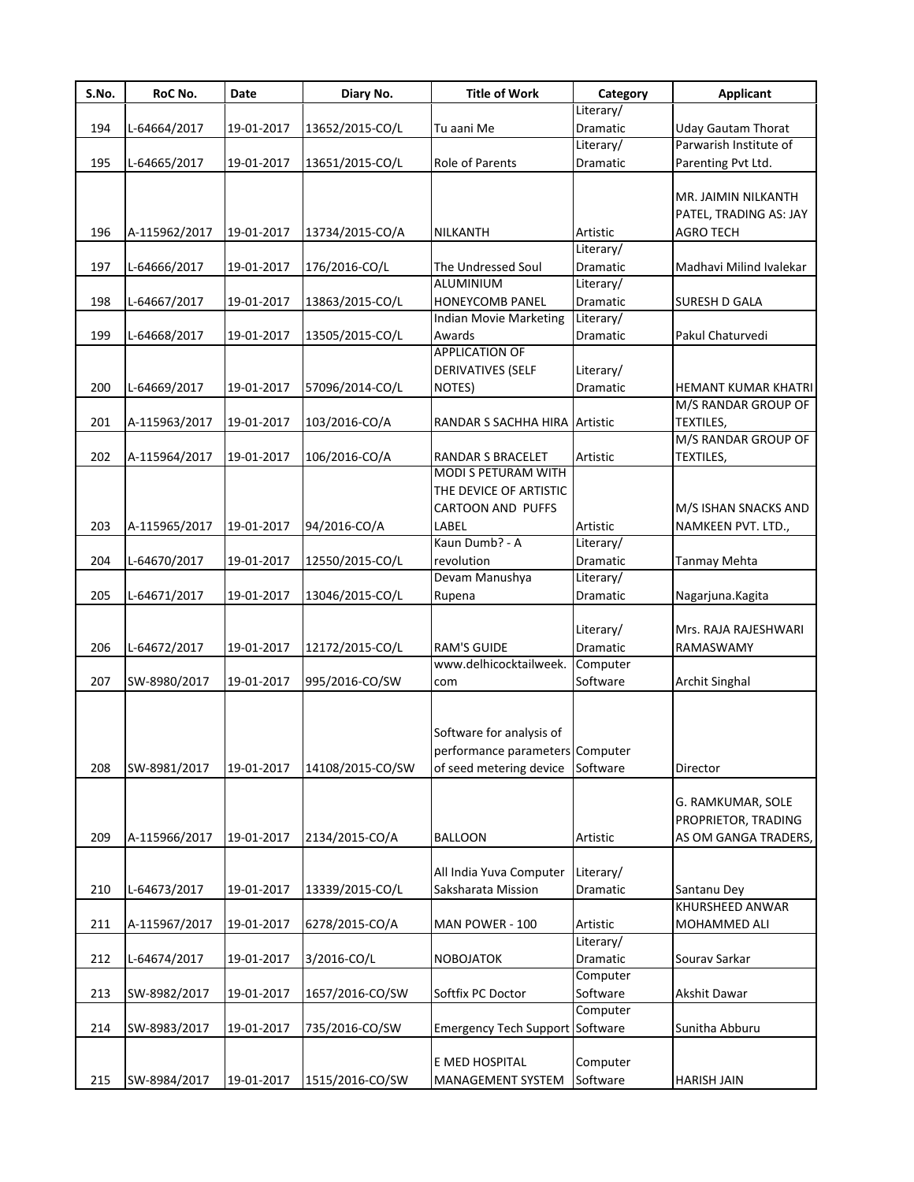| S.No. | RoC No. | Date | Diary No. | Title of Work | Category | Applicant |
| --- | --- | --- | --- | --- | --- | --- |
| 194 | L-64664/2017 | 19-01-2017 | 13652/2015-CO/L | Tu aani Me | Literary/ Dramatic | Uday Gautam Thorat |
| 195 | L-64665/2017 | 19-01-2017 | 13651/2015-CO/L | Role of Parents | Literary/ Dramatic | Parwarish Institute of Parenting Pvt Ltd. |
| 196 | A-115962/2017 | 19-01-2017 | 13734/2015-CO/A | NILKANTH | Artistic | MR. JAIMIN NILKANTH PATEL, TRADING AS: JAY AGRO TECH |
| 197 | L-64666/2017 | 19-01-2017 | 176/2016-CO/L | The Undressed Soul | Literary/ Dramatic | Madhavi Milind Ivalekar |
| 198 | L-64667/2017 | 19-01-2017 | 13863/2015-CO/L | ALUMINIUM HONEYCOMB PANEL | Literary/ Dramatic | SURESH D GALA |
| 199 | L-64668/2017 | 19-01-2017 | 13505/2015-CO/L | Indian Movie Marketing Awards | Literary/ Dramatic | Pakul Chaturvedi |
| 200 | L-64669/2017 | 19-01-2017 | 57096/2014-CO/L | APPLICATION OF DERIVATIVES (SELF NOTES) | Literary/ Dramatic | HEMANT KUMAR KHATRI |
| 201 | A-115963/2017 | 19-01-2017 | 103/2016-CO/A | RANDAR S SACHHA HIRA | Artistic | M/S RANDAR GROUP OF TEXTILES, |
| 202 | A-115964/2017 | 19-01-2017 | 106/2016-CO/A | RANDAR S BRACELET | Artistic | M/S RANDAR GROUP OF TEXTILES, |
| 203 | A-115965/2017 | 19-01-2017 | 94/2016-CO/A | MODI S PETURAM WITH THE DEVICE OF ARTISTIC CARTOON AND PUFFS LABEL | Artistic | M/S ISHAN SNACKS AND NAMKEEN PVT. LTD., |
| 204 | L-64670/2017 | 19-01-2017 | 12550/2015-CO/L | Kaun Dumb? - A revolution | Literary/ Dramatic | Tanmay Mehta |
| 205 | L-64671/2017 | 19-01-2017 | 13046/2015-CO/L | Devam Manushya Rupena | Literary/ Dramatic | Nagarjuna.Kagita |
| 206 | L-64672/2017 | 19-01-2017 | 12172/2015-CO/L | RAM'S GUIDE | Literary/ Dramatic | Mrs. RAJA RAJESHWARI RAMASWAMY |
| 207 | SW-8980/2017 | 19-01-2017 | 995/2016-CO/SW | www.delhicocktailweek.com | Computer Software | Archit Singhal |
| 208 | SW-8981/2017 | 19-01-2017 | 14108/2015-CO/SW | Software for analysis of performance parameters of seed metering device | Computer Software | Director |
| 209 | A-115966/2017 | 19-01-2017 | 2134/2015-CO/A | BALLOON | Artistic | G. RAMKUMAR, SOLE PROPRIETOR, TRADING AS OM GANGA TRADERS, |
| 210 | L-64673/2017 | 19-01-2017 | 13339/2015-CO/L | All India Yuva Computer Saksharata Mission | Literary/ Dramatic | Santanu Dey |
| 211 | A-115967/2017 | 19-01-2017 | 6278/2015-CO/A | MAN POWER - 100 | Artistic | KHURSHEED ANWAR MOHAMMED ALI |
| 212 | L-64674/2017 | 19-01-2017 | 3/2016-CO/L | NOBOJATOK | Literary/ Dramatic | Sourav Sarkar |
| 213 | SW-8982/2017 | 19-01-2017 | 1657/2016-CO/SW | Softfix PC Doctor | Computer Software | Akshit Dawar |
| 214 | SW-8983/2017 | 19-01-2017 | 735/2016-CO/SW | Emergency Tech Support | Computer Software | Sunitha Abburu |
| 215 | SW-8984/2017 | 19-01-2017 | 1515/2016-CO/SW | E MED HOSPITAL MANAGEMENT SYSTEM | Computer Software | HARISH JAIN |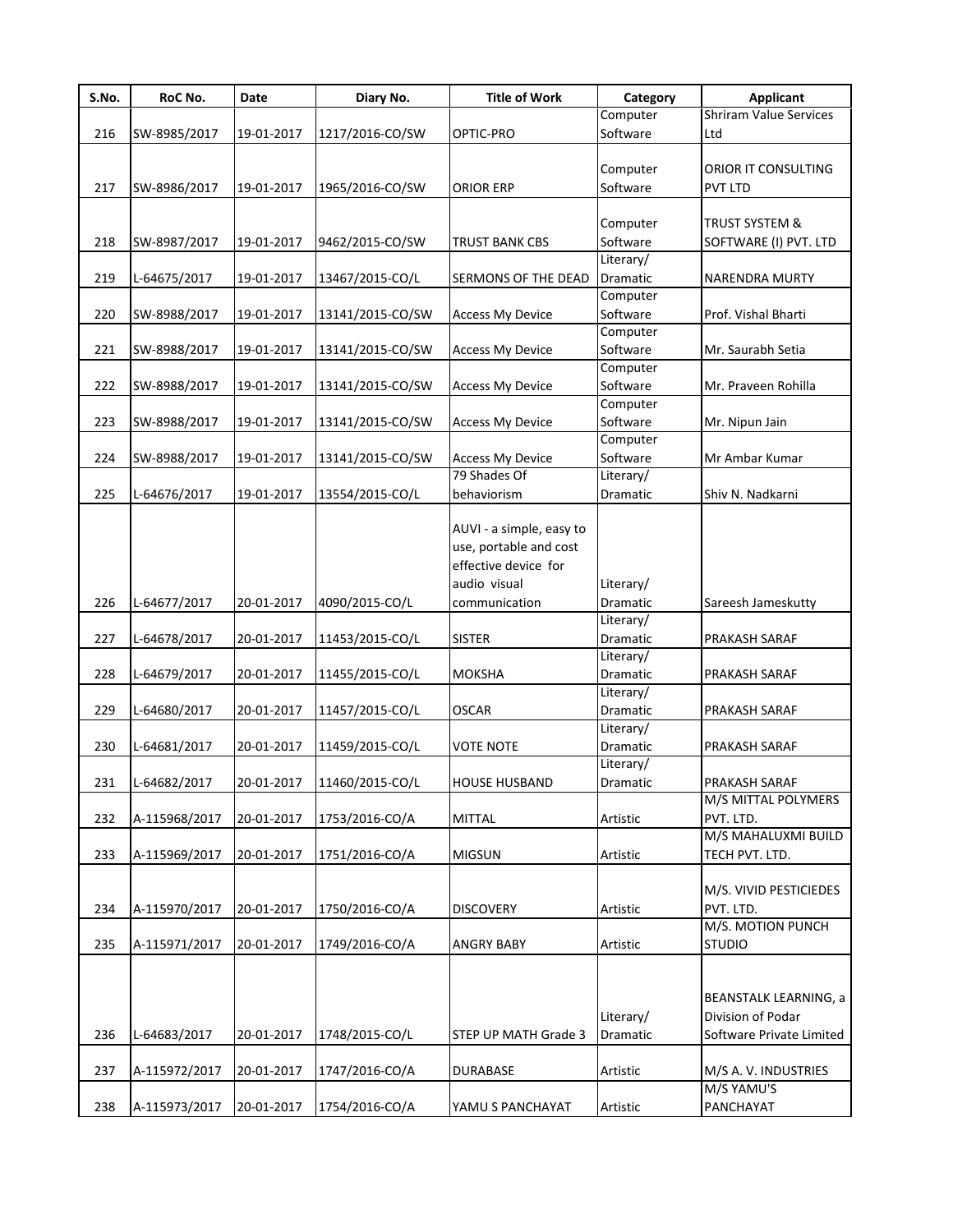| S.No. | RoC No. | Date | Diary No. | Title of Work | Category | Applicant |
|---|---|---|---|---|---|---|
| 216 | SW-8985/2017 | 19-01-2017 | 1217/2016-CO/SW | OPTIC-PRO | Computer Software | Shriram Value Services Ltd |
| 217 | SW-8986/2017 | 19-01-2017 | 1965/2016-CO/SW | ORIOR ERP | Computer Software | ORIOR IT CONSULTING PVT LTD |
| 218 | SW-8987/2017 | 19-01-2017 | 9462/2015-CO/SW | TRUST BANK CBS | Computer Software | TRUST SYSTEM & SOFTWARE (I) PVT. LTD |
| 219 | L-64675/2017 | 19-01-2017 | 13467/2015-CO/L | SERMONS OF THE DEAD | Literary/ Dramatic | NARENDRA MURTY |
| 220 | SW-8988/2017 | 19-01-2017 | 13141/2015-CO/SW | Access My Device | Computer Software | Prof. Vishal Bharti |
| 221 | SW-8988/2017 | 19-01-2017 | 13141/2015-CO/SW | Access My Device | Computer Software | Mr. Saurabh Setia |
| 222 | SW-8988/2017 | 19-01-2017 | 13141/2015-CO/SW | Access My Device | Computer Software | Mr. Praveen Rohilla |
| 223 | SW-8988/2017 | 19-01-2017 | 13141/2015-CO/SW | Access My Device | Computer Software | Mr. Nipun Jain |
| 224 | SW-8988/2017 | 19-01-2017 | 13141/2015-CO/SW | Access My Device | Computer Software | Mr Ambar Kumar |
| 225 | L-64676/2017 | 19-01-2017 | 13554/2015-CO/L | 79 Shades Of behaviorism | Literary/ Dramatic | Shiv N. Nadkarni |
| 226 | L-64677/2017 | 20-01-2017 | 4090/2015-CO/L | AUVI - a simple, easy to use, portable and cost effective device for audio visual communication | Literary/ Dramatic | Sareesh Jameskutty |
| 227 | L-64678/2017 | 20-01-2017 | 11453/2015-CO/L | SISTER | Literary/ Dramatic | PRAKASH SARAF |
| 228 | L-64679/2017 | 20-01-2017 | 11455/2015-CO/L | MOKSHA | Literary/ Dramatic | PRAKASH SARAF |
| 229 | L-64680/2017 | 20-01-2017 | 11457/2015-CO/L | OSCAR | Literary/ Dramatic | PRAKASH SARAF |
| 230 | L-64681/2017 | 20-01-2017 | 11459/2015-CO/L | VOTE NOTE | Literary/ Dramatic | PRAKASH SARAF |
| 231 | L-64682/2017 | 20-01-2017 | 11460/2015-CO/L | HOUSE HUSBAND | Literary/ Dramatic | PRAKASH SARAF |
| 232 | A-115968/2017 | 20-01-2017 | 1753/2016-CO/A | MITTAL | Artistic | M/S MITTAL POLYMERS PVT. LTD. |
| 233 | A-115969/2017 | 20-01-2017 | 1751/2016-CO/A | MIGSUN | Artistic | M/S MAHALUXMI BUILD TECH PVT. LTD. |
| 234 | A-115970/2017 | 20-01-2017 | 1750/2016-CO/A | DISCOVERY | Artistic | M/S. VIVID PESTICIEDES PVT. LTD. |
| 235 | A-115971/2017 | 20-01-2017 | 1749/2016-CO/A | ANGRY BABY | Artistic | M/S. MOTION PUNCH STUDIO |
| 236 | L-64683/2017 | 20-01-2017 | 1748/2015-CO/L | STEP UP MATH Grade 3 | Literary/ Dramatic | BEANSTALK LEARNING, a Division of Podar Software Private Limited |
| 237 | A-115972/2017 | 20-01-2017 | 1747/2016-CO/A | DURABASE | Artistic | M/S A. V. INDUSTRIES |
| 238 | A-115973/2017 | 20-01-2017 | 1754/2016-CO/A | YAMU S PANCHAYAT | Artistic | M/S YAMU'S PANCHAYAT |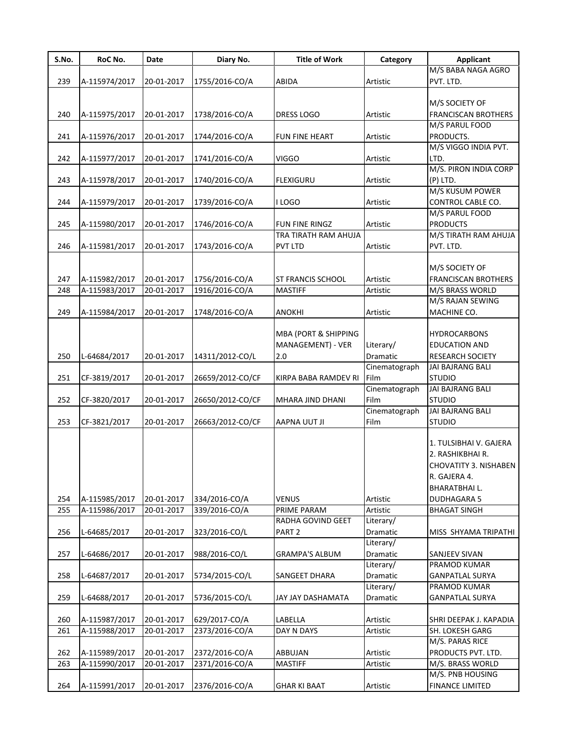| S.No. | RoC No. | Date | Diary No. | Title of Work | Category | Applicant |
|---|---|---|---|---|---|---|
| 239 | A-115974/2017 | 20-01-2017 | 1755/2016-CO/A | ABIDA | Artistic | M/S BABA NAGA AGRO PVT. LTD. |
| 240 | A-115975/2017 | 20-01-2017 | 1738/2016-CO/A | DRESS LOGO | Artistic | M/S SOCIETY OF FRANCISCAN BROTHERS |
| 241 | A-115976/2017 | 20-01-2017 | 1744/2016-CO/A | FUN FINE HEART | Artistic | M/S PARUL FOOD PRODUCTS. |
| 242 | A-115977/2017 | 20-01-2017 | 1741/2016-CO/A | VIGGO | Artistic | M/S VIGGO INDIA PVT. LTD. |
| 243 | A-115978/2017 | 20-01-2017 | 1740/2016-CO/A | FLEXIGURU | Artistic | M/S. PIRON INDIA CORP (P) LTD. |
| 244 | A-115979/2017 | 20-01-2017 | 1739/2016-CO/A | I LOGO | Artistic | M/S KUSUM POWER CONTROL CABLE CO. |
| 245 | A-115980/2017 | 20-01-2017 | 1746/2016-CO/A | FUN FINE RINGZ | Artistic | M/S PARUL FOOD PRODUCTS |
| 246 | A-115981/2017 | 20-01-2017 | 1743/2016-CO/A | TRA TIRATH RAM AHUJA PVT LTD | Artistic | M/S TIRATH RAM AHUJA PVT. LTD. |
| 247 | A-115982/2017 | 20-01-2017 | 1756/2016-CO/A | ST FRANCIS SCHOOL | Artistic | M/S SOCIETY OF FRANCISCAN BROTHERS |
| 248 | A-115983/2017 | 20-01-2017 | 1916/2016-CO/A | MASTIFF | Artistic | M/S BRASS WORLD |
| 249 | A-115984/2017 | 20-01-2017 | 1748/2016-CO/A | ANOKHI | Artistic | M/S RAJAN SEWING MACHINE CO. |
| 250 | L-64684/2017 | 20-01-2017 | 14311/2012-CO/L | MBA (PORT & SHIPPING MANAGEMENT) - VER 2.0 | Literary/ Dramatic | HYDROCARBONS EDUCATION AND RESEARCH SOCIETY |
| 251 | CF-3819/2017 | 20-01-2017 | 26659/2012-CO/CF | KIRPA BABA RAMDEV RI | Cinematograph Film | JAI BAJRANG BALI STUDIO |
| 252 | CF-3820/2017 | 20-01-2017 | 26650/2012-CO/CF | MHARA JIND DHANI | Cinematograph Film | JAI BAJRANG BALI STUDIO |
| 253 | CF-3821/2017 | 20-01-2017 | 26663/2012-CO/CF | AAPNA UUT JI | Cinematograph Film | JAI BAJRANG BALI STUDIO |
| 254 | A-115985/2017 | 20-01-2017 | 334/2016-CO/A | VENUS | Artistic | 1. TULSIBHAI V. GAJERA 2. RASHIKBHAI R. CHOVATITY 3. NISHABEN R. GAJERA 4. BHARATBHAI L. DUDHAGARA 5 |
| 255 | A-115986/2017 | 20-01-2017 | 339/2016-CO/A | PRIME PARAM | Artistic | BHAGAT SINGH |
| 256 | L-64685/2017 | 20-01-2017 | 323/2016-CO/L | RADHA GOVIND GEET PART 2 | Literary/ Dramatic | MISS SHYAMA TRIPATHI |
| 257 | L-64686/2017 | 20-01-2017 | 988/2016-CO/L | GRAMPA'S ALBUM | Literary/ Dramatic | SANJEEV SIVAN |
| 258 | L-64687/2017 | 20-01-2017 | 5734/2015-CO/L | SANGEET DHARA | Literary/ Dramatic | PRAMOD KUMAR GANPATLAL SURYA |
| 259 | L-64688/2017 | 20-01-2017 | 5736/2015-CO/L | JAY JAY DASHAMATA | Literary/ Dramatic | PRAMOD KUMAR GANPATLAL SURYA |
| 260 | A-115987/2017 | 20-01-2017 | 629/2017-CO/A | LABELLA | Artistic | SHRI DEEPAK J. KAPADIA |
| 261 | A-115988/2017 | 20-01-2017 | 2373/2016-CO/A | DAY N DAYS | Artistic | SH. LOKESH GARG |
| 262 | A-115989/2017 | 20-01-2017 | 2372/2016-CO/A | ABBUJAN | Artistic | M/S. PARAS RICE PRODUCTS PVT. LTD. |
| 263 | A-115990/2017 | 20-01-2017 | 2371/2016-CO/A | MASTIFF | Artistic | M/S. BRASS WORLD |
| 264 | A-115991/2017 | 20-01-2017 | 2376/2016-CO/A | GHAR KI BAAT | Artistic | M/S. PNB HOUSING FINANCE LIMITED |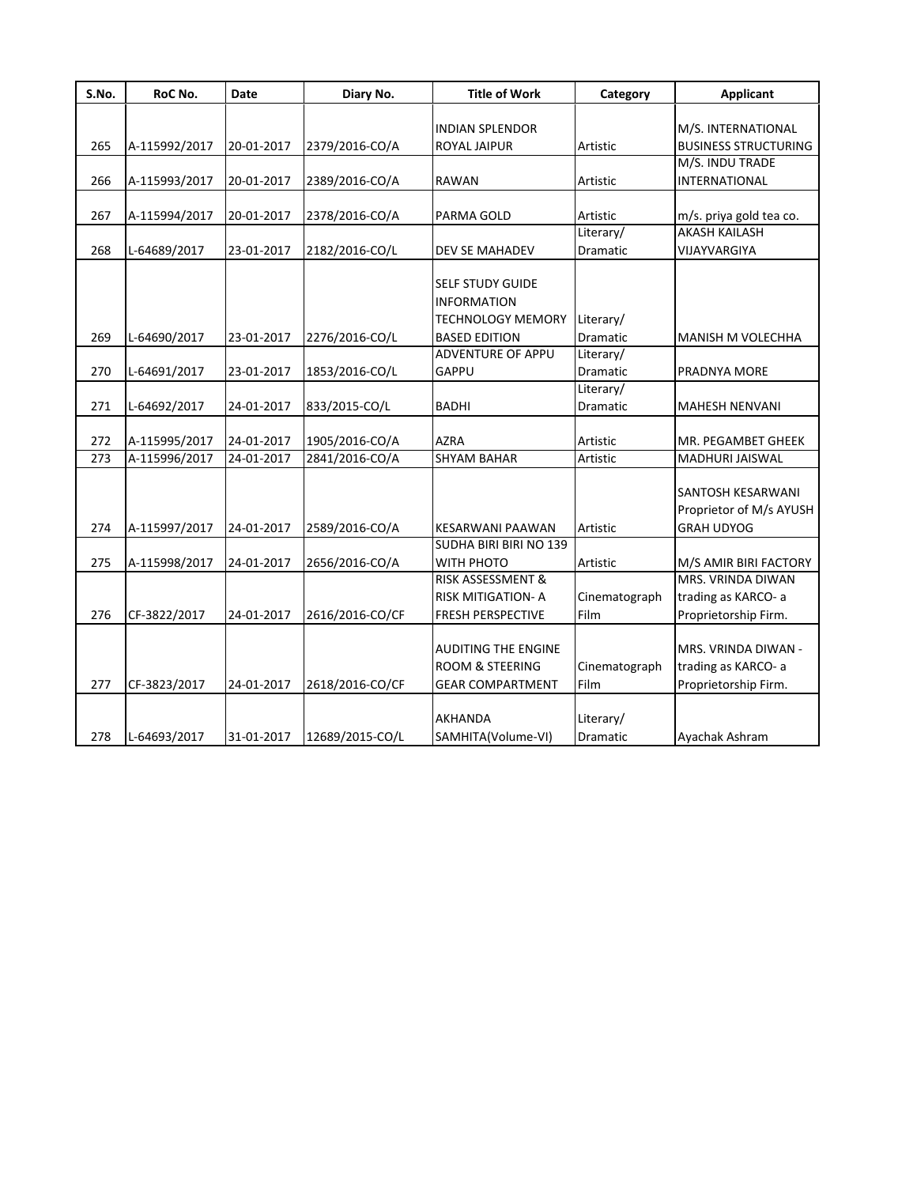| S.No. | RoC No. | Date | Diary No. | Title of Work | Category | Applicant |
|---|---|---|---|---|---|---|
| 265 | A-115992/2017 | 20-01-2017 | 2379/2016-CO/A | INDIAN SPLENDOR ROYAL JAIPUR | Artistic | M/S. INTERNATIONAL BUSINESS STRUCTURING |
| 266 | A-115993/2017 | 20-01-2017 | 2389/2016-CO/A | RAWAN | Artistic | M/S. INDU TRADE INTERNATIONAL |
| 267 | A-115994/2017 | 20-01-2017 | 2378/2016-CO/A | PARMA GOLD | Artistic | m/s. priya gold tea co. |
| 268 | L-64689/2017 | 23-01-2017 | 2182/2016-CO/L | DEV SE MAHADEV | Literary/ Dramatic | AKASH KAILASH VIJAYVARGIYA |
| 269 | L-64690/2017 | 23-01-2017 | 2276/2016-CO/L | SELF STUDY GUIDE INFORMATION TECHNOLOGY MEMORY BASED EDITION | Literary/ Dramatic | MANISH M VOLECHHA |
| 270 | L-64691/2017 | 23-01-2017 | 1853/2016-CO/L | ADVENTURE OF APPU GAPPU | Literary/ Dramatic | PRADNYA MORE |
| 271 | L-64692/2017 | 24-01-2017 | 833/2015-CO/L | BADHI | Literary/ Dramatic | MAHESH NENVANI |
| 272 | A-115995/2017 | 24-01-2017 | 1905/2016-CO/A | AZRA | Artistic | MR. PEGAMBET GHEEK |
| 273 | A-115996/2017 | 24-01-2017 | 2841/2016-CO/A | SHYAM BAHAR | Artistic | MADHURI JAISWAL |
| 274 | A-115997/2017 | 24-01-2017 | 2589/2016-CO/A | KESARWANI PAAWAN | Artistic | SANTOSH KESARWANI Proprietor of M/s AYUSH GRAH UDYOG |
| 275 | A-115998/2017 | 24-01-2017 | 2656/2016-CO/A | SUDHA BIRI BIRI NO 139 WITH PHOTO | Artistic | M/S AMIR BIRI FACTORY |
| 276 | CF-3822/2017 | 24-01-2017 | 2616/2016-CO/CF | RISK ASSESSMENT & RISK MITIGATION- A FRESH PERSPECTIVE | Cinematograph Film | MRS. VRINDA DIWAN trading as KARCO- a Proprietorship Firm. |
| 277 | CF-3823/2017 | 24-01-2017 | 2618/2016-CO/CF | AUDITING THE ENGINE ROOM & STEERING GEAR COMPARTMENT | Cinematograph Film | MRS. VRINDA DIWAN - trading as KARCO- a Proprietorship Firm. |
| 278 | L-64693/2017 | 31-01-2017 | 12689/2015-CO/L | AKHANDA SAMHITA(Volume-VI) | Literary/ Dramatic | Ayachak Ashram |